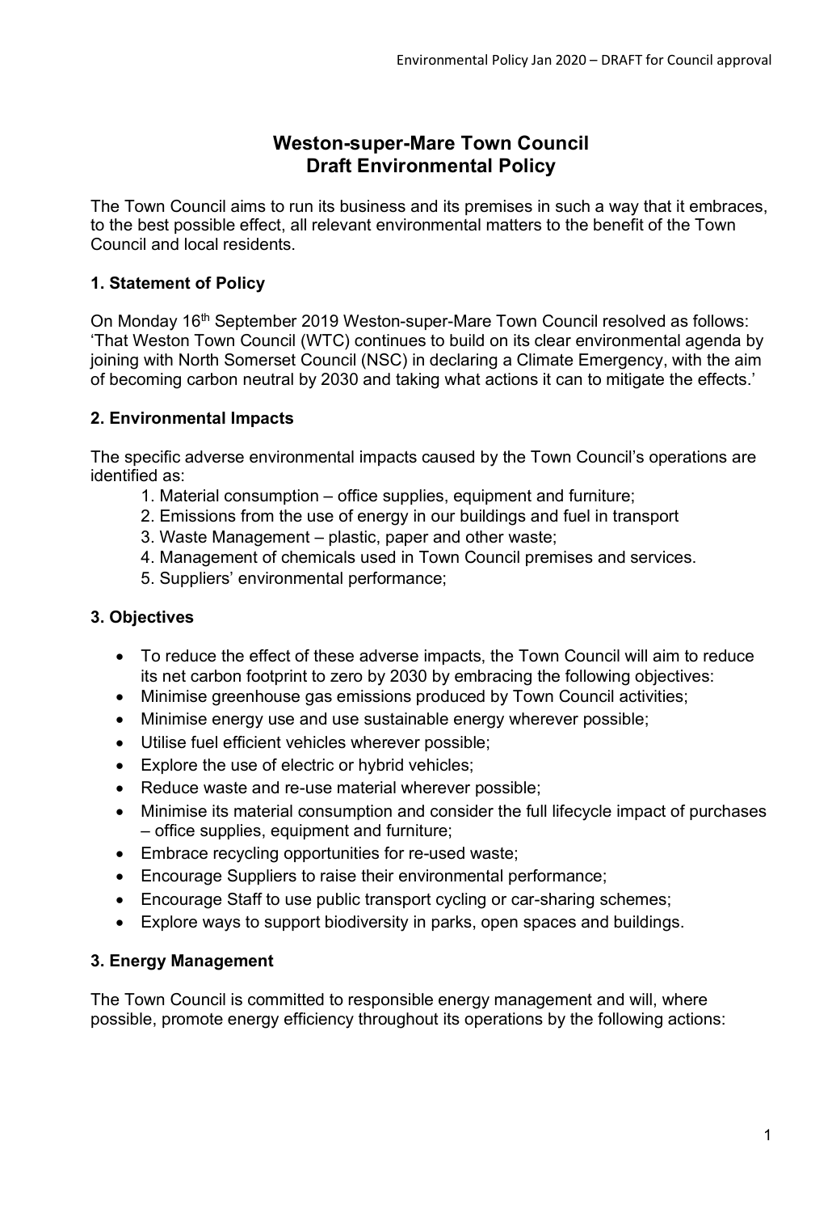# Weston-super-Mare Town Council
# Draft Environmental Policy

The Town Council aims to run its business and its premises in such a way that it embraces, to the best possible effect, all relevant environmental matters to the benefit of the Town Council and local residents.

## 1. Statement of Policy

On Monday 16th September 2019 Weston-super-Mare Town Council resolved as follows: 'That Weston Town Council (WTC) continues to build on its clear environmental agenda by joining with North Somerset Council (NSC) in declaring a Climate Emergency, with the aim of becoming carbon neutral by 2030 and taking what actions it can to mitigate the effects.'

## 2. Environmental Impacts

The specific adverse environmental impacts caused by the Town Council's operations are identified as:

1. Material consumption – office supplies, equipment and furniture;
2. Emissions from the use of energy in our buildings and fuel in transport
3. Waste Management – plastic, paper and other waste;
4. Management of chemicals used in Town Council premises and services.
5. Suppliers' environmental performance;

## 3. Objectives

- To reduce the effect of these adverse impacts, the Town Council will aim to reduce its net carbon footprint to zero by 2030 by embracing the following objectives:
- Minimise greenhouse gas emissions produced by Town Council activities;
- Minimise energy use and use sustainable energy wherever possible;
- Utilise fuel efficient vehicles wherever possible;
- Explore the use of electric or hybrid vehicles;
- Reduce waste and re-use material wherever possible;
- Minimise its material consumption and consider the full lifecycle impact of purchases – office supplies, equipment and furniture;
- Embrace recycling opportunities for re-used waste;
- Encourage Suppliers to raise their environmental performance;
- Encourage Staff to use public transport cycling or car-sharing schemes;
- Explore ways to support biodiversity in parks, open spaces and buildings.

## 3. Energy Management

The Town Council is committed to responsible energy management and will, where possible, promote energy efficiency throughout its operations by the following actions: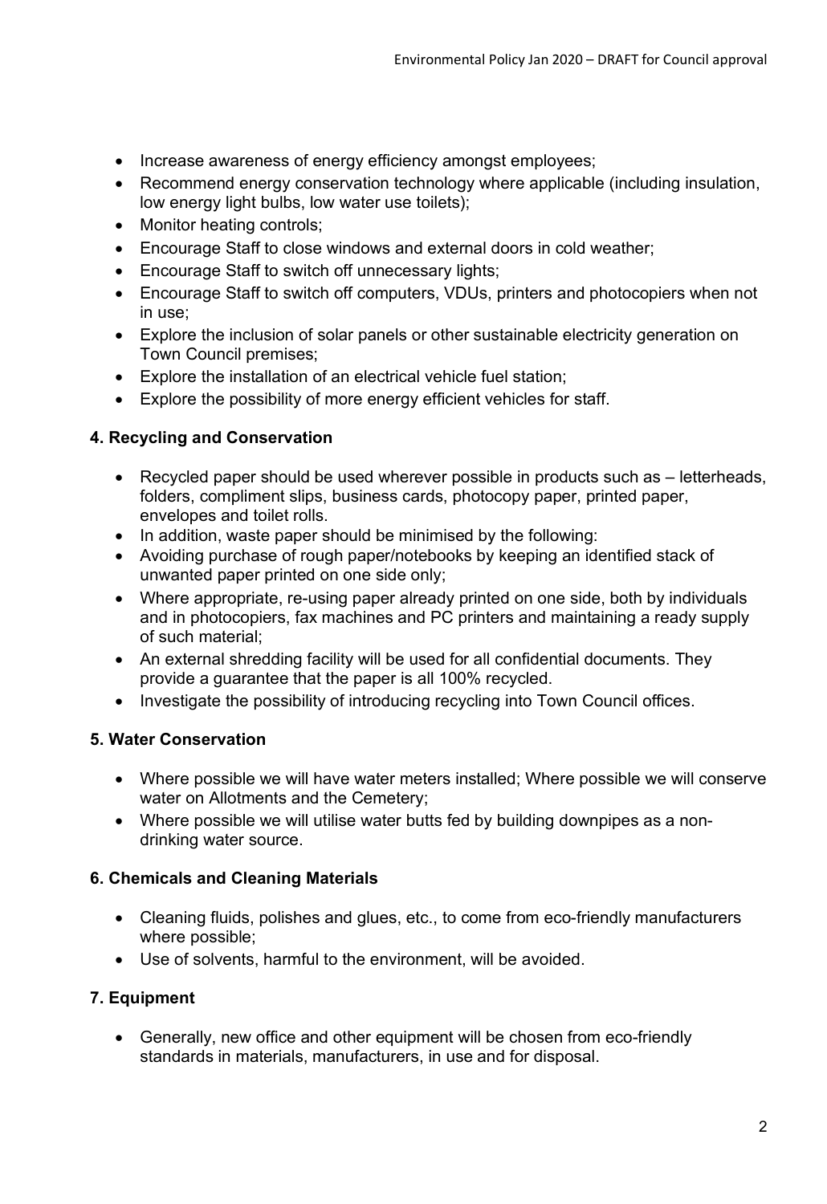- Increase awareness of energy efficiency amongst employees;
- Recommend energy conservation technology where applicable (including insulation, low energy light bulbs, low water use toilets);
- Monitor heating controls;
- Encourage Staff to close windows and external doors in cold weather;
- Encourage Staff to switch off unnecessary lights;
- Encourage Staff to switch off computers, VDUs, printers and photocopiers when not in use;
- Explore the inclusion of solar panels or other sustainable electricity generation on Town Council premises;
- Explore the installation of an electrical vehicle fuel station;
- Explore the possibility of more energy efficient vehicles for staff.

**4. Recycling and Conservation**

- Recycled paper should be used wherever possible in products such as – letterheads, folders, compliment slips, business cards, photocopy paper, printed paper, envelopes and toilet rolls.
- In addition, waste paper should be minimised by the following:
- Avoiding purchase of rough paper/notebooks by keeping an identified stack of unwanted paper printed on one side only;
- Where appropriate, re-using paper already printed on one side, both by individuals and in photocopiers, fax machines and PC printers and maintaining a ready supply of such material;
- An external shredding facility will be used for all confidential documents. They provide a guarantee that the paper is all 100% recycled.
- Investigate the possibility of introducing recycling into Town Council offices.

**5. Water Conservation**

- Where possible we will have water meters installed; Where possible we will conserve water on Allotments and the Cemetery;
- Where possible we will utilise water butts fed by building downpipes as a non-drinking water source.

**6. Chemicals and Cleaning Materials**

- Cleaning fluids, polishes and glues, etc., to come from eco-friendly manufacturers where possible;
- Use of solvents, harmful to the environment, will be avoided.

**7. Equipment**

- Generally, new office and other equipment will be chosen from eco-friendly standards in materials, manufacturers, in use and for disposal.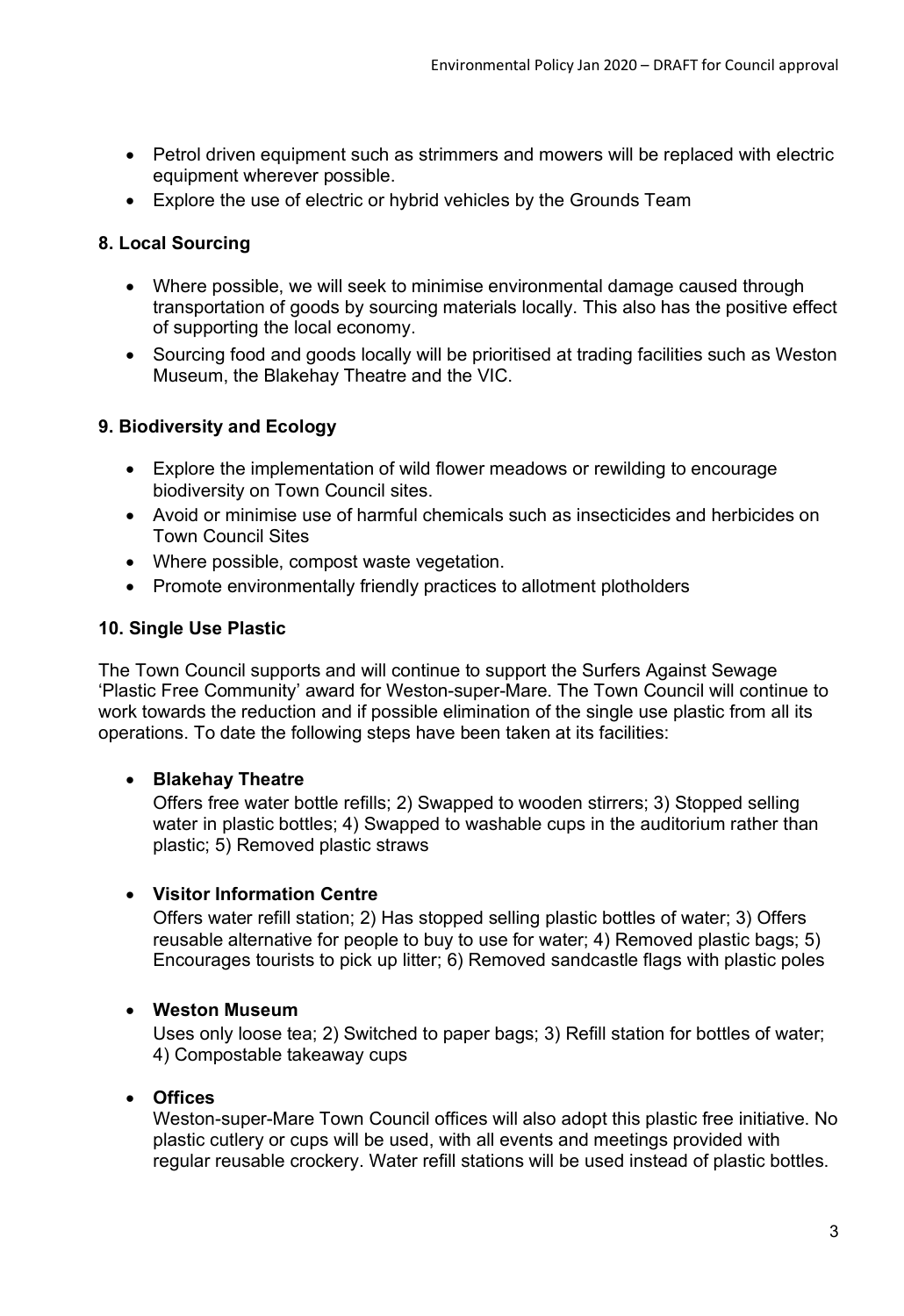- Petrol driven equipment such as strimmers and mowers will be replaced with electric equipment wherever possible.
- Explore the use of electric or hybrid vehicles by the Grounds Team

### 8. Local Sourcing

- Where possible, we will seek to minimise environmental damage caused through transportation of goods by sourcing materials locally. This also has the positive effect of supporting the local economy.
- Sourcing food and goods locally will be prioritised at trading facilities such as Weston Museum, the Blakehay Theatre and the VIC.

### 9. Biodiversity and Ecology

- Explore the implementation of wild flower meadows or rewilding to encourage biodiversity on Town Council sites.
- Avoid or minimise use of harmful chemicals such as insecticides and herbicides on Town Council Sites
- Where possible, compost waste vegetation.
- Promote environmentally friendly practices to allotment plotholders

### 10. Single Use Plastic

The Town Council supports and will continue to support the Surfers Against Sewage 'Plastic Free Community' award for Weston-super-Mare. The Town Council will continue to work towards the reduction and if possible elimination of the single use plastic from all its operations. To date the following steps have been taken at its facilities:

- **Blakehay Theatre**
  Offers free water bottle refills; 2) Swapped to wooden stirrers; 3) Stopped selling water in plastic bottles; 4) Swapped to washable cups in the auditorium rather than plastic; 5) Removed plastic straws

- **Visitor Information Centre**
  Offers water refill station; 2) Has stopped selling plastic bottles of water; 3) Offers reusable alternative for people to buy to use for water; 4) Removed plastic bags; 5) Encourages tourists to pick up litter; 6) Removed sandcastle flags with plastic poles

- **Weston Museum**
  Uses only loose tea; 2) Switched to paper bags; 3) Refill station for bottles of water; 4) Compostable takeaway cups

- **Offices**
  Weston-super-Mare Town Council offices will also adopt this plastic free initiative. No plastic cutlery or cups will be used, with all events and meetings provided with regular reusable crockery. Water refill stations will be used instead of plastic bottles.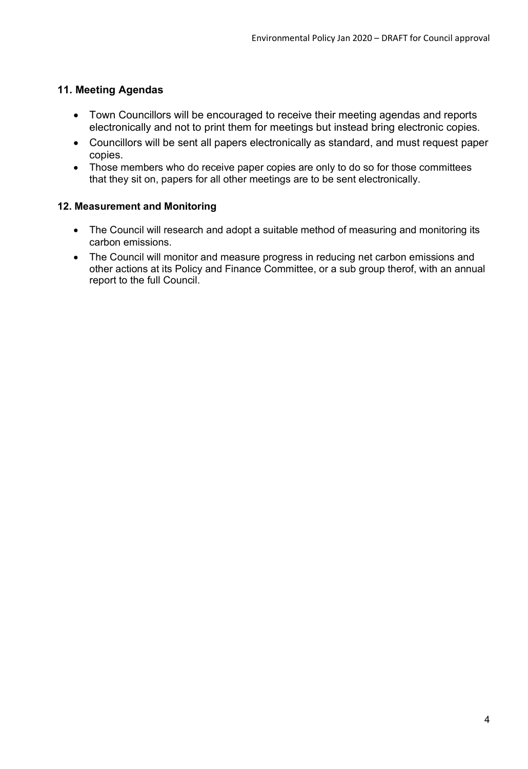### 11. Meeting Agendas

- Town Councillors will be encouraged to receive their meeting agendas and reports electronically and not to print them for meetings but instead bring electronic copies.
- Councillors will be sent all papers electronically as standard, and must request paper copies.
- Those members who do receive paper copies are only to do so for those committees that they sit on, papers for all other meetings are to be sent electronically.

### 12. Measurement and Monitoring

- The Council will research and adopt a suitable method of measuring and monitoring its carbon emissions.
- The Council will monitor and measure progress in reducing net carbon emissions and other actions at its Policy and Finance Committee, or a sub group therof, with an annual report to the full Council.